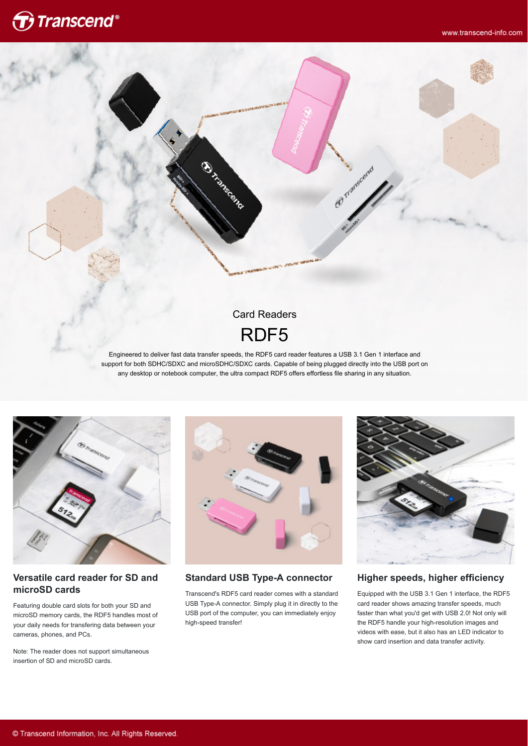Card Readers

# RDF5

Engineered to deliver fast data transfer speeds, the RDF5 card reader features a USB 3.1 Gen 1 interface and support for both SDHC/SDXC and microSDHC/SDXC cards. Capable of being plugged directly into the USB port on any desktop or notebook computer, the ultra compact RDF5 offers effortless file sharing in any situation.

## Versatile card reader for SD and microSD cards

Featuring double card slots for both your SD and microSD memory cards, the RDF5 handles most of your daily needs for transfering data between your cameras, phones, and PCs.

Note: The reader does not support simultaneous insertion of SD and microSD cards.

## Standard USB Type-A connector

Transcend's RDF5 card reader comes with a standard USB Type-A connector. Simply plug it in directly to the USB port of the computer, you can immediately enjoy high-speed transfer!

## Higher speeds, higher efficiency

Equipped with the USB 3.1 Gen 1 interface, the RDF5 card reader shows amazing transfer speeds, much faster than what you'd get with USB 2.0! Not only will the RDF5 handle your high-resolution images and videos with ease, but it also has an LED indicator to show card insertion and data transfer activity.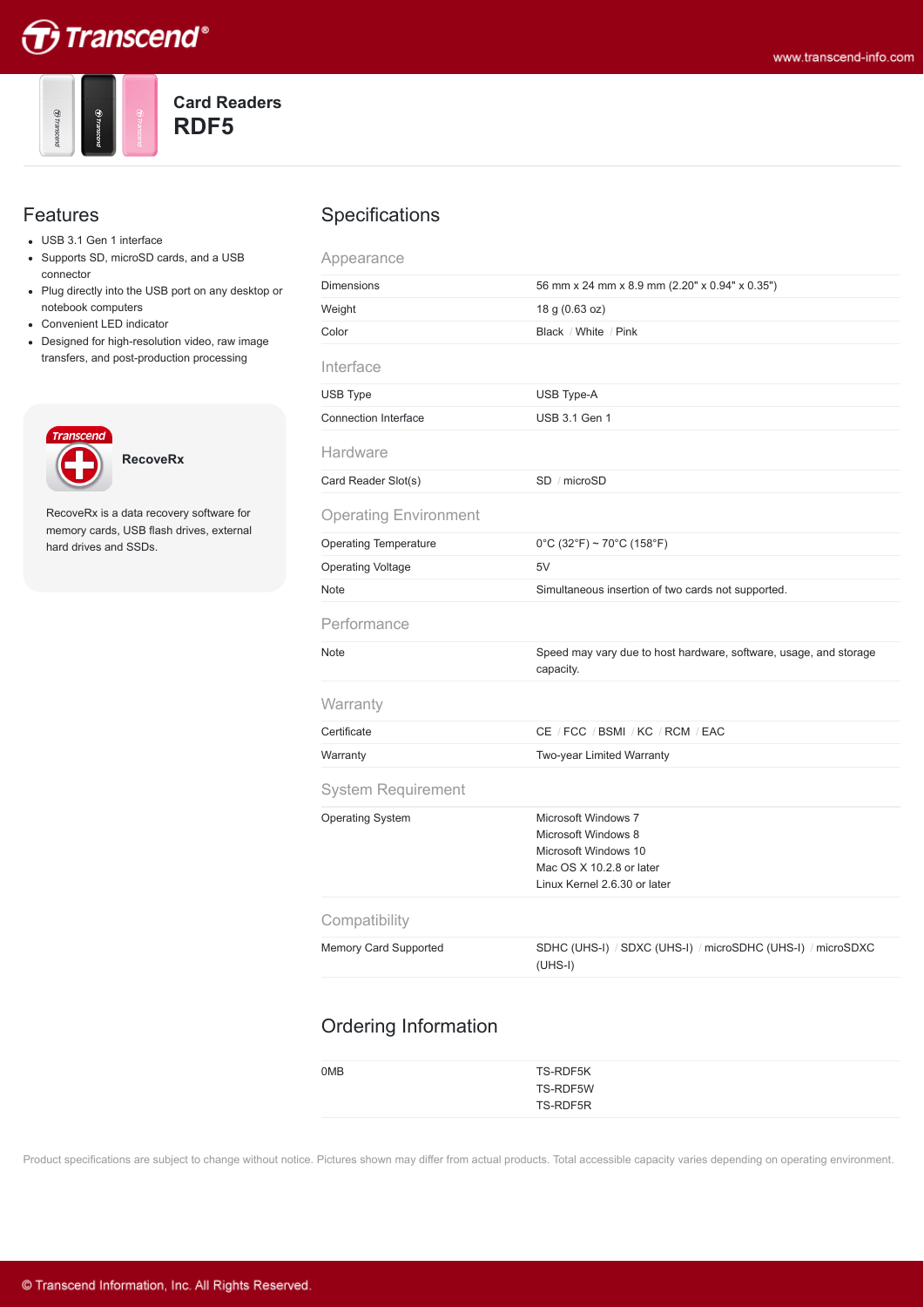# Card Readers
## RDF5

## Features

- USB 3.1 Gen 1 interface
- Supports SD, microSD cards, and a USB connector
- Plug directly into the USB port on any desktop or notebook computers
- Convenient LED indicator
- Designed for high-resolution video, raw image transfers, and post-production processing

**RecoveRx**

RecoveRx is a data recovery software for memory cards, USB flash drives, external hard drives and SSDs.

## Specifications

### Appearance

| | |
|---|---|
| Dimensions | 56 mm x 24 mm x 8.9 mm (2.20" x 0.94" x 0.35") |
| Weight | 18 g (0.63 oz) |
| Color | Black / White / Pink |

### Interface

| | |
|---|---|
| USB Type | USB Type-A |
| Connection Interface | USB 3.1 Gen 1 |

### Hardware

| | |
|---|---|
| Card Reader Slot(s) | SD / microSD |

### Operating Environment

| | |
|---|---|
| Operating Temperature | 0°C (32°F) ~ 70°C (158°F) |
| Operating Voltage | 5V |
| Note | Simultaneous insertion of two cards not supported. |

### Performance

| | |
|---|---|
| Note | Speed may vary due to host hardware, software, usage, and storage capacity. |

### Warranty

| | |
|---|---|
| Certificate | CE / FCC / BSMI / KC / RCM / EAC |
| Warranty | Two-year Limited Warranty |

### System Requirement

| | |
|---|---|
| Operating System | Microsoft Windows 7<br>Microsoft Windows 8<br>Microsoft Windows 10<br>Mac OS X 10.2.8 or later<br>Linux Kernel 2.6.30 or later |

### Compatibility

| | |
|---|---|
| Memory Card Supported | SDHC (UHS-I) / SDXC (UHS-I) / microSDHC (UHS-I) / microSDXC (UHS-I) |

## Ordering Information

| | |
|---|---|
| 0MB | TS-RDF5K<br>TS-RDF5W<br>TS-RDF5R |

Product specifications are subject to change without notice. Pictures shown may differ from actual products. Total accessible capacity varies depending on operating environment.